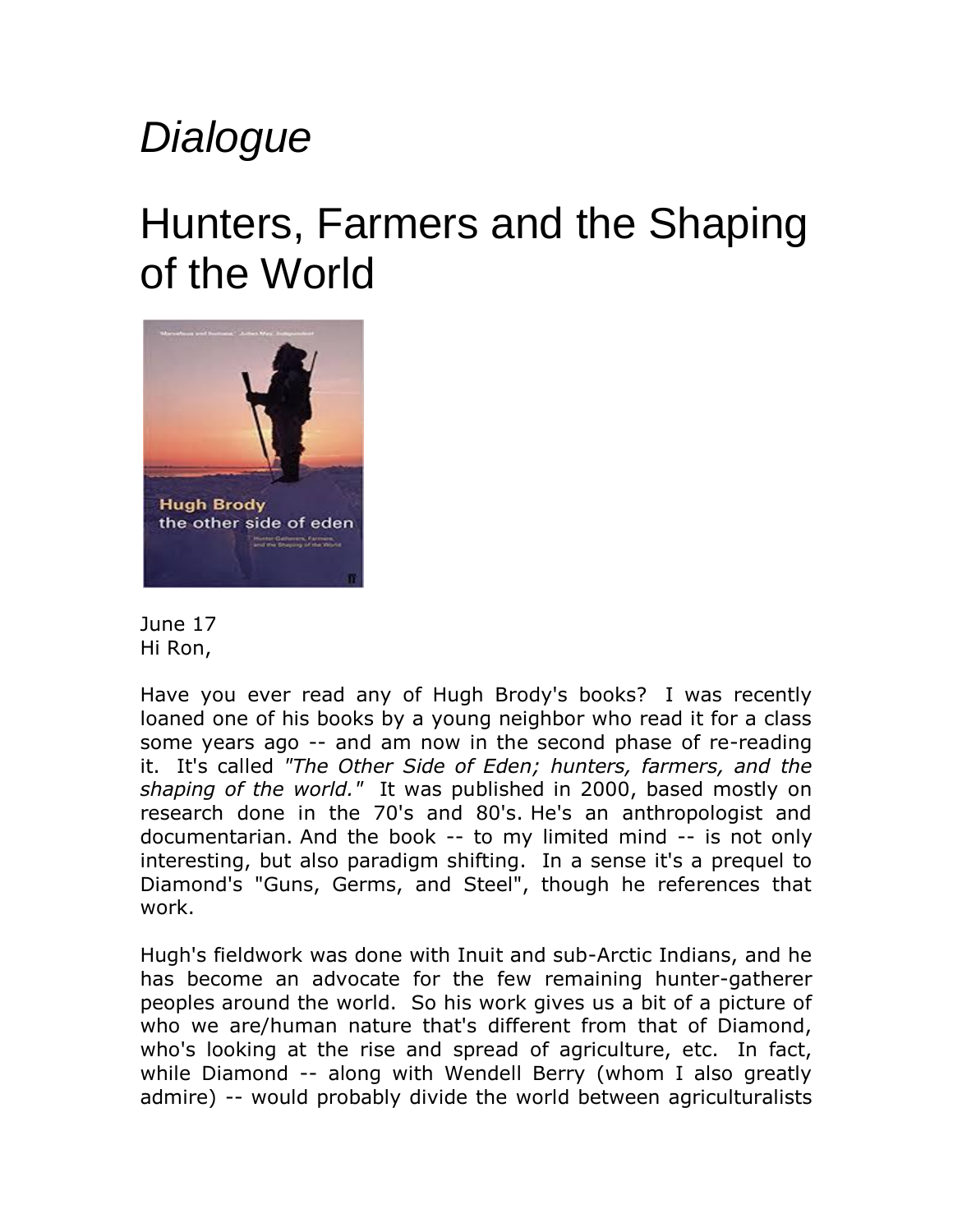*Dialogue*

# Hunters, Farmers and the Shaping of the World

June 17
Hi Ron,

Have you ever read any of Hugh Brody's books? I was recently loaned one of his books by a young neighbor who read it for a class some years ago -- and am now in the second phase of re-reading it. It's called *"The Other Side of Eden; hunters, farmers, and the shaping of the world."* It was published in 2000, based mostly on research done in the 70's and 80's. He's an anthropologist and documentarian. And the book -- to my limited mind -- is not only interesting, but also paradigm shifting. In a sense it's a prequel to Diamond's "Guns, Germs, and Steel", though he references that work.

Hugh's fieldwork was done with Inuit and sub-Arctic Indians, and he has become an advocate for the few remaining hunter-gatherer peoples around the world. So his work gives us a bit of a picture of who we are/human nature that's different from that of Diamond, who's looking at the rise and spread of agriculture, etc. In fact, while Diamond -- along with Wendell Berry (whom I also greatly admire) -- would probably divide the world between agriculturalists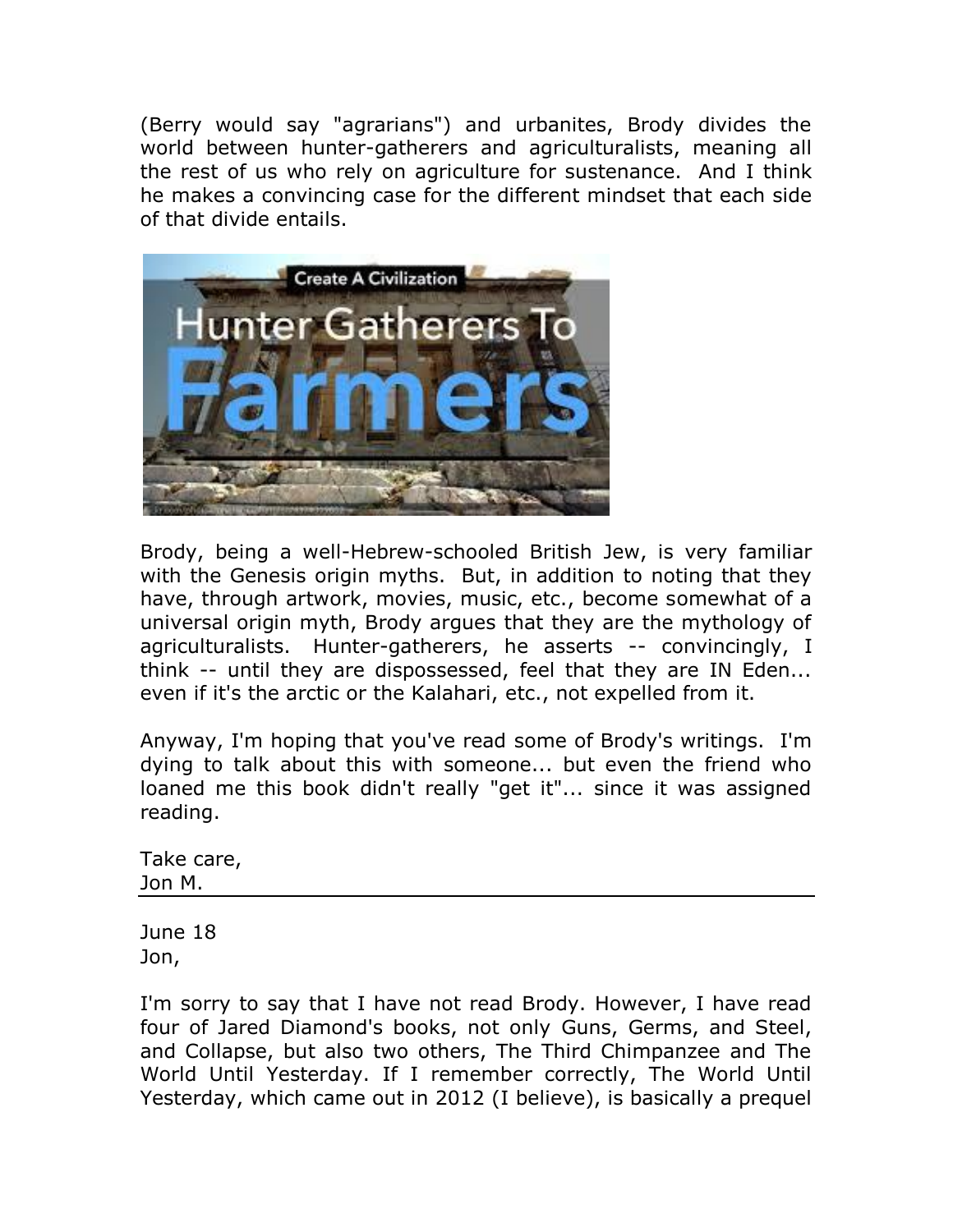(Berry would say "agrarians") and urbanites, Brody divides the world between hunter-gatherers and agriculturalists, meaning all the rest of us who rely on agriculture for sustenance. And I think he makes a convincing case for the different mindset that each side of that divide entails.

Brody, being a well-Hebrew-schooled British Jew, is very familiar with the Genesis origin myths. But, in addition to noting that they have, through artwork, movies, music, etc., become somewhat of a universal origin myth, Brody argues that they are the mythology of agriculturalists. Hunter-gatherers, he asserts -- convincingly, I think -- until they are dispossessed, feel that they are IN Eden... even if it's the arctic or the Kalahari, etc., not expelled from it.

Anyway, I'm hoping that you've read some of Brody's writings. I'm dying to talk about this with someone... but even the friend who loaned me this book didn't really "get it"... since it was assigned reading.

Take care,
Jon M.

---

June 18
Jon,

I'm sorry to say that I have not read Brody. However, I have read four of Jared Diamond's books, not only Guns, Germs, and Steel, and Collapse, but also two others, The Third Chimpanzee and The World Until Yesterday. If I remember correctly, The World Until Yesterday, which came out in 2012 (I believe), is basically a prequel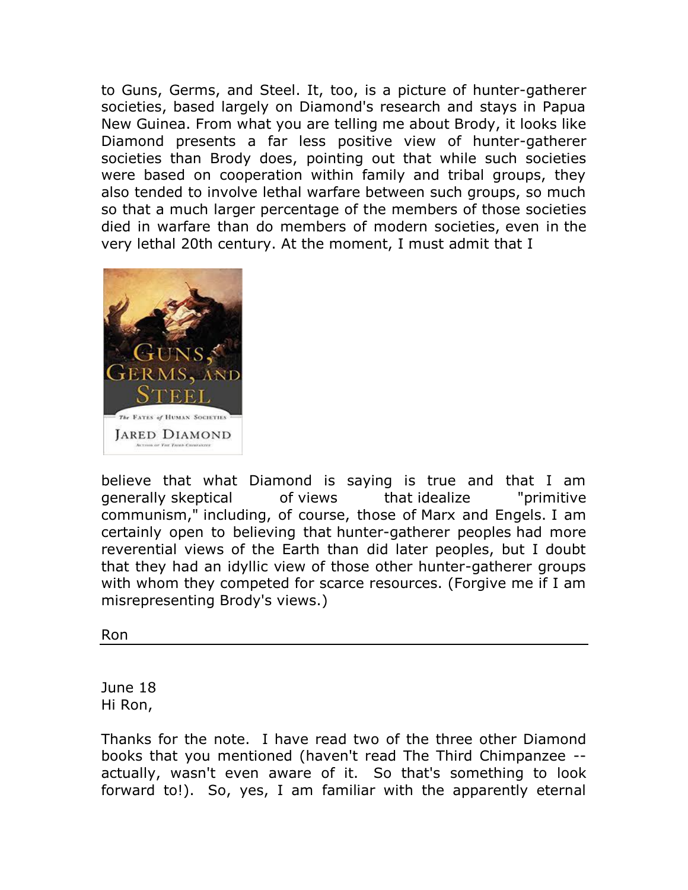to Guns, Germs, and Steel. It, too, is a picture of hunter-gatherer societies, based largely on Diamond's research and stays in Papua New Guinea. From what you are telling me about Brody, it looks like Diamond presents a far less positive view of hunter-gatherer societies than Brody does, pointing out that while such societies were based on cooperation within family and tribal groups, they also tended to involve lethal warfare between such groups, so much so that a much larger percentage of the members of those societies died in warfare than do members of modern societies, even in the very lethal 20th century. At the moment, I must admit that I believe that what Diamond is saying is true and that I am generally skeptical of views that idealize "primitive communism," including, of course, those of Marx and Engels. I am certainly open to believing that hunter-gatherer peoples had more reverential views of the Earth than did later peoples, but I doubt that they had an idyllic view of those other hunter-gatherer groups with whom they competed for scarce resources. (Forgive me if I am misrepresenting Brody's views.)

Ron

---

June 18
Hi Ron,

Thanks for the note. I have read two of the three other Diamond books that you mentioned (haven't read The Third Chimpanzee -- actually, wasn't even aware of it. So that's something to look forward to!). So, yes, I am familiar with the apparently eternal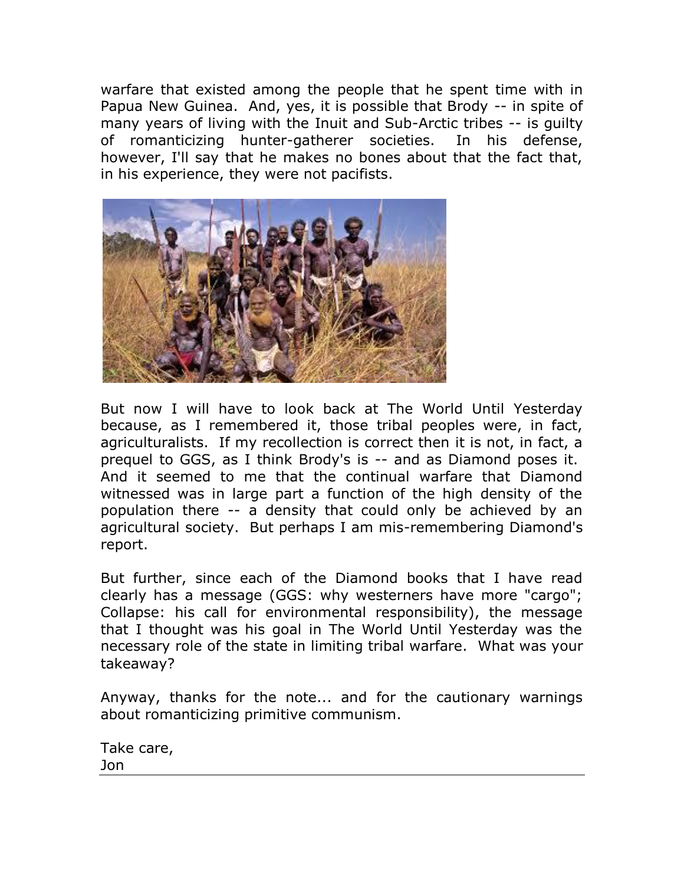warfare that existed among the people that he spent time with in Papua New Guinea. And, yes, it is possible that Brody -- in spite of many years of living with the Inuit and Sub-Arctic tribes -- is guilty of romanticizing hunter-gatherer societies. In his defense, however, I'll say that he makes no bones about that the fact that, in his experience, they were not pacifists.

But now I will have to look back at The World Until Yesterday because, as I remembered it, those tribal peoples were, in fact, agriculturalists. If my recollection is correct then it is not, in fact, a prequel to GGS, as I think Brody's is -- and as Diamond poses it. And it seemed to me that the continual warfare that Diamond witnessed was in large part a function of the high density of the population there -- a density that could only be achieved by an agricultural society. But perhaps I am mis-remembering Diamond's report.

But further, since each of the Diamond books that I have read clearly has a message (GGS: why westerners have more "cargo"; Collapse: his call for environmental responsibility), the message that I thought was his goal in The World Until Yesterday was the necessary role of the state in limiting tribal warfare. What was your takeaway?

Anyway, thanks for the note... and for the cautionary warnings about romanticizing primitive communism.

Take care,
Jon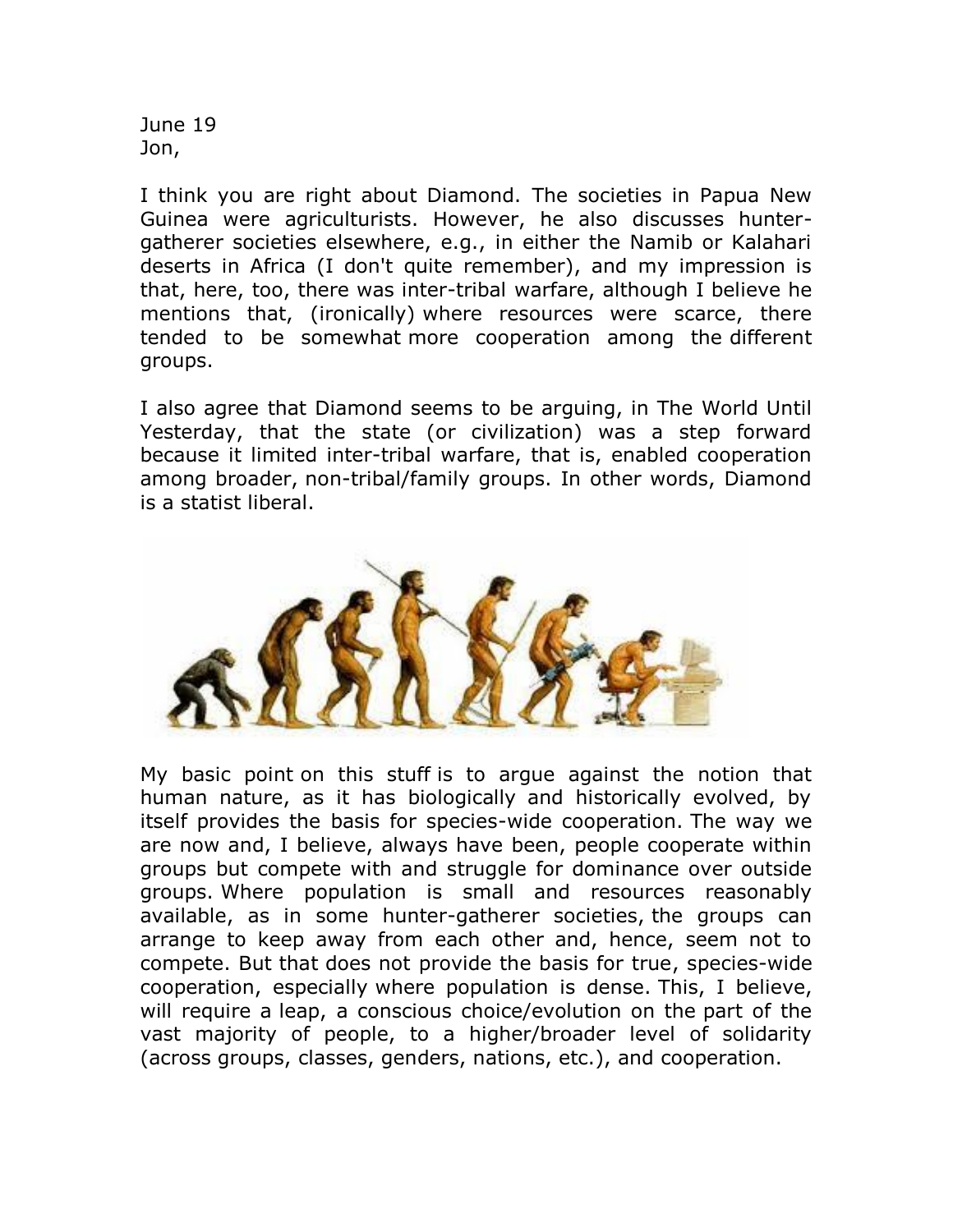June 19
Jon,

I think you are right about Diamond. The societies in Papua New Guinea were agriculturists. However, he also discusses hunter-gatherer societies elsewhere, e.g., in either the Namib or Kalahari deserts in Africa (I don't quite remember), and my impression is that, here, too, there was inter-tribal warfare, although I believe he mentions that, (ironically) where resources were scarce, there tended to be somewhat more cooperation among the different groups.

I also agree that Diamond seems to be arguing, in The World Until Yesterday, that the state (or civilization) was a step forward because it limited inter-tribal warfare, that is, enabled cooperation among broader, non-tribal/family groups. In other words, Diamond is a statist liberal.

My basic point on this stuff is to argue against the notion that human nature, as it has biologically and historically evolved, by itself provides the basis for species-wide cooperation. The way we are now and, I believe, always have been, people cooperate within groups but compete with and struggle for dominance over outside groups. Where population is small and resources reasonably available, as in some hunter-gatherer societies, the groups can arrange to keep away from each other and, hence, seem not to compete. But that does not provide the basis for true, species-wide cooperation, especially where population is dense. This, I believe, will require a leap, a conscious choice/evolution on the part of the vast majority of people, to a higher/broader level of solidarity (across groups, classes, genders, nations, etc.), and cooperation.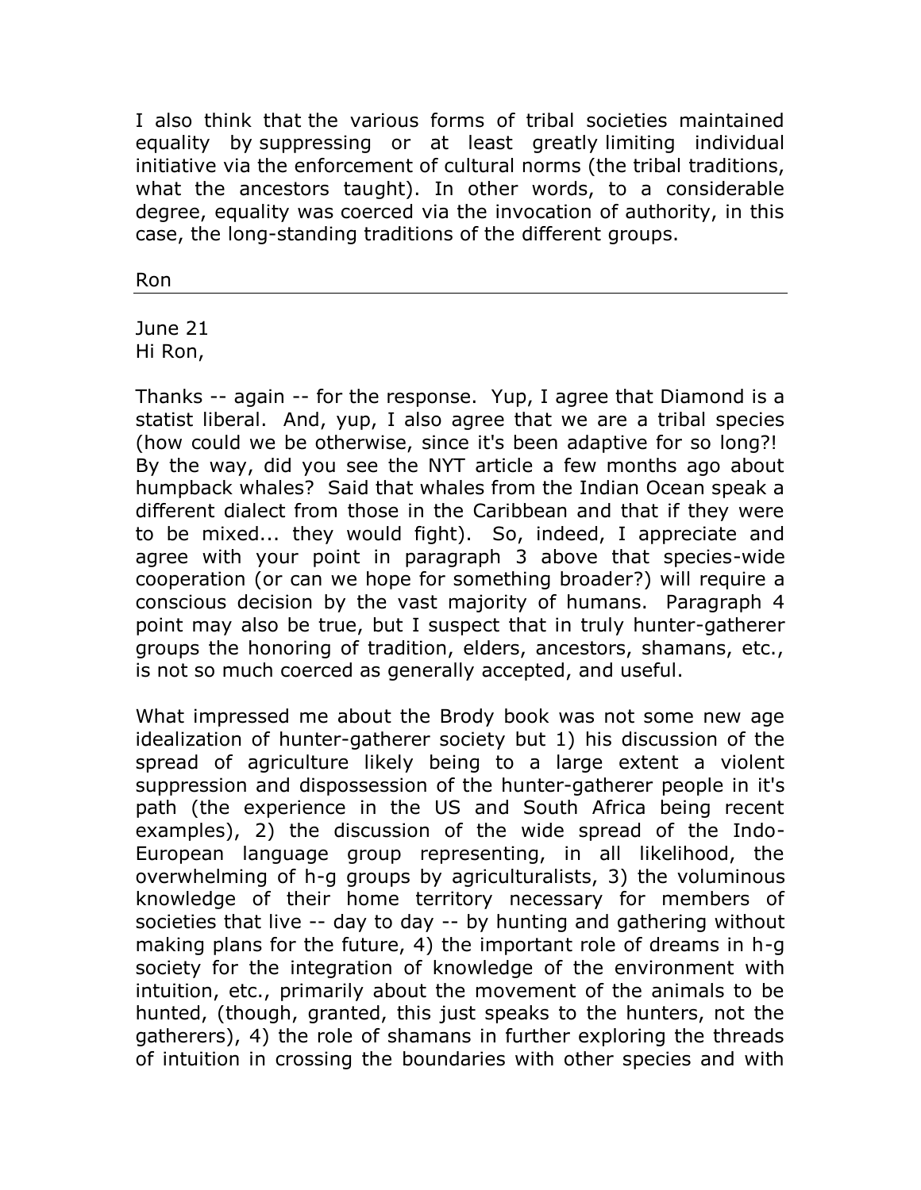I also think that the various forms of tribal societies maintained equality by suppressing or at least greatly limiting individual initiative via the enforcement of cultural norms (the tribal traditions, what the ancestors taught). In other words, to a considerable degree, equality was coerced via the invocation of authority, in this case, the long-standing traditions of the different groups.

Ron

---

June 21
Hi Ron,

Thanks -- again -- for the response. Yup, I agree that Diamond is a statist liberal. And, yup, I also agree that we are a tribal species (how could we be otherwise, since it's been adaptive for so long?! By the way, did you see the NYT article a few months ago about humpback whales? Said that whales from the Indian Ocean speak a different dialect from those in the Caribbean and that if they were to be mixed... they would fight). So, indeed, I appreciate and agree with your point in paragraph 3 above that species-wide cooperation (or can we hope for something broader?) will require a conscious decision by the vast majority of humans. Paragraph 4 point may also be true, but I suspect that in truly hunter-gatherer groups the honoring of tradition, elders, ancestors, shamans, etc., is not so much coerced as generally accepted, and useful.

What impressed me about the Brody book was not some new age idealization of hunter-gatherer society but 1) his discussion of the spread of agriculture likely being to a large extent a violent suppression and dispossession of the hunter-gatherer people in it's path (the experience in the US and South Africa being recent examples), 2) the discussion of the wide spread of the Indo-European language group representing, in all likelihood, the overwhelming of h-g groups by agriculturalists, 3) the voluminous knowledge of their home territory necessary for members of societies that live -- day to day -- by hunting and gathering without making plans for the future, 4) the important role of dreams in h-g society for the integration of knowledge of the environment with intuition, etc., primarily about the movement of the animals to be hunted, (though, granted, this just speaks to the hunters, not the gatherers), 4) the role of shamans in further exploring the threads of intuition in crossing the boundaries with other species and with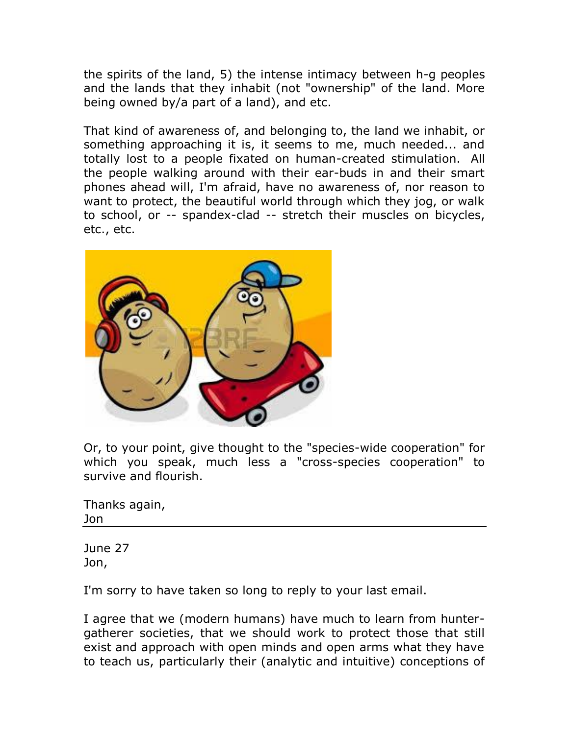the spirits of the land, 5) the intense intimacy between h-g peoples and the lands that they inhabit (not "ownership" of the land. More being owned by/a part of a land), and etc.

That kind of awareness of, and belonging to, the land we inhabit, or something approaching it is, it seems to me, much needed... and totally lost to a people fixated on human-created stimulation. All the people walking around with their ear-buds in and their smart phones ahead will, I'm afraid, have no awareness of, nor reason to want to protect, the beautiful world through which they jog, or walk to school, or -- spandex-clad -- stretch their muscles on bicycles, etc., etc.

Or, to your point, give thought to the "species-wide cooperation" for which you speak, much less a "cross-species cooperation" to survive and flourish.

Thanks again,
Jon

---

June 27
Jon,

I'm sorry to have taken so long to reply to your last email.

I agree that we (modern humans) have much to learn from hunter-gatherer societies, that we should work to protect those that still exist and approach with open minds and open arms what they have to teach us, particularly their (analytic and intuitive) conceptions of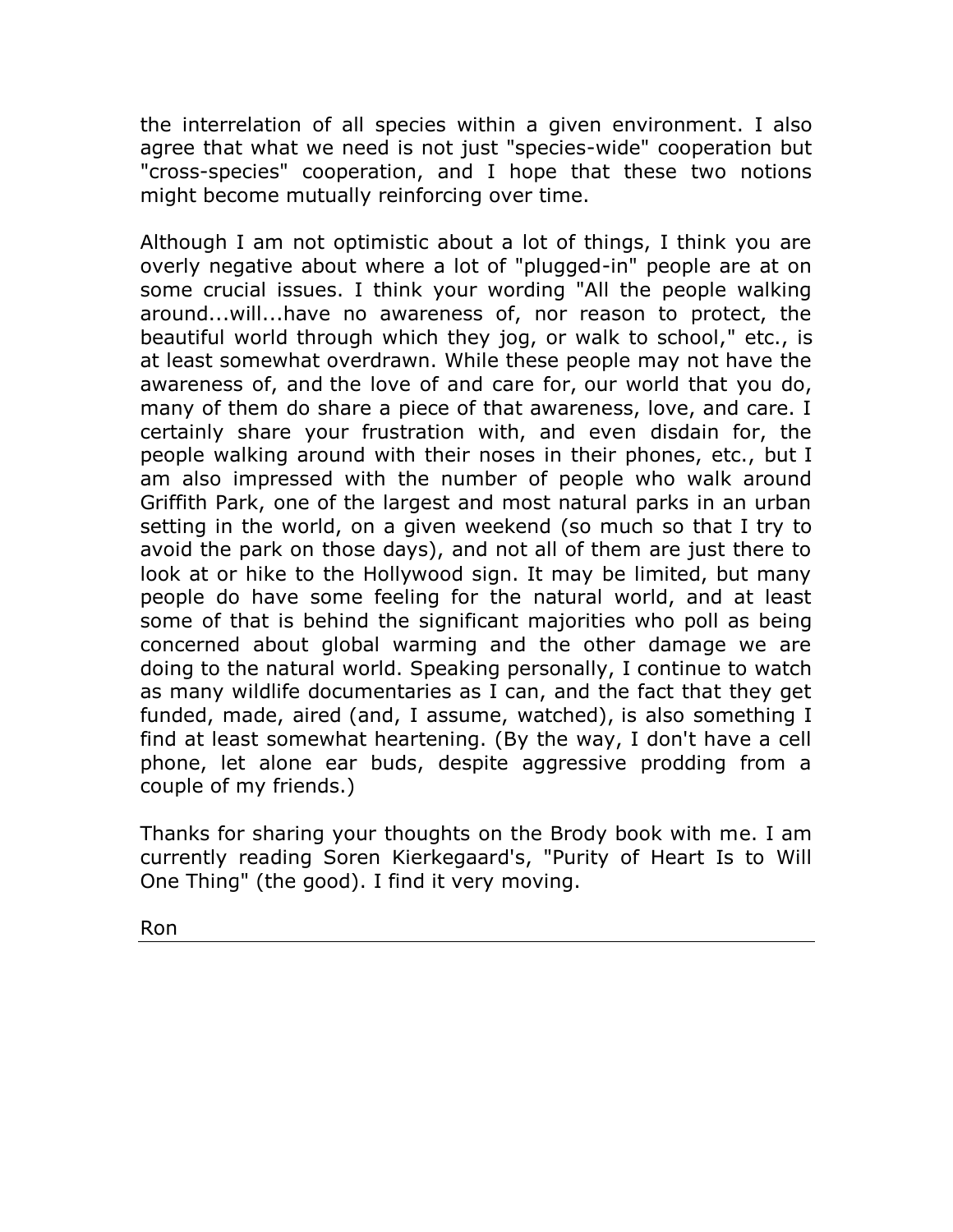the interrelation of all species within a given environment. I also agree that what we need is not just "species-wide" cooperation but "cross-species" cooperation, and I hope that these two notions might become mutually reinforcing over time.

Although I am not optimistic about a lot of things, I think you are overly negative about where a lot of "plugged-in" people are at on some crucial issues. I think your wording "All the people walking around...will...have no awareness of, nor reason to protect, the beautiful world through which they jog, or walk to school," etc., is at least somewhat overdrawn. While these people may not have the awareness of, and the love of and care for, our world that you do, many of them do share a piece of that awareness, love, and care. I certainly share your frustration with, and even disdain for, the people walking around with their noses in their phones, etc., but I am also impressed with the number of people who walk around Griffith Park, one of the largest and most natural parks in an urban setting in the world, on a given weekend (so much so that I try to avoid the park on those days), and not all of them are just there to look at or hike to the Hollywood sign. It may be limited, but many people do have some feeling for the natural world, and at least some of that is behind the significant majorities who poll as being concerned about global warming and the other damage we are doing to the natural world. Speaking personally, I continue to watch as many wildlife documentaries as I can, and the fact that they get funded, made, aired (and, I assume, watched), is also something I find at least somewhat heartening. (By the way, I don't have a cell phone, let alone ear buds, despite aggressive prodding from a couple of my friends.)

Thanks for sharing your thoughts on the Brody book with me. I am currently reading Soren Kierkegaard's, "Purity of Heart Is to Will One Thing" (the good). I find it very moving.

Ron